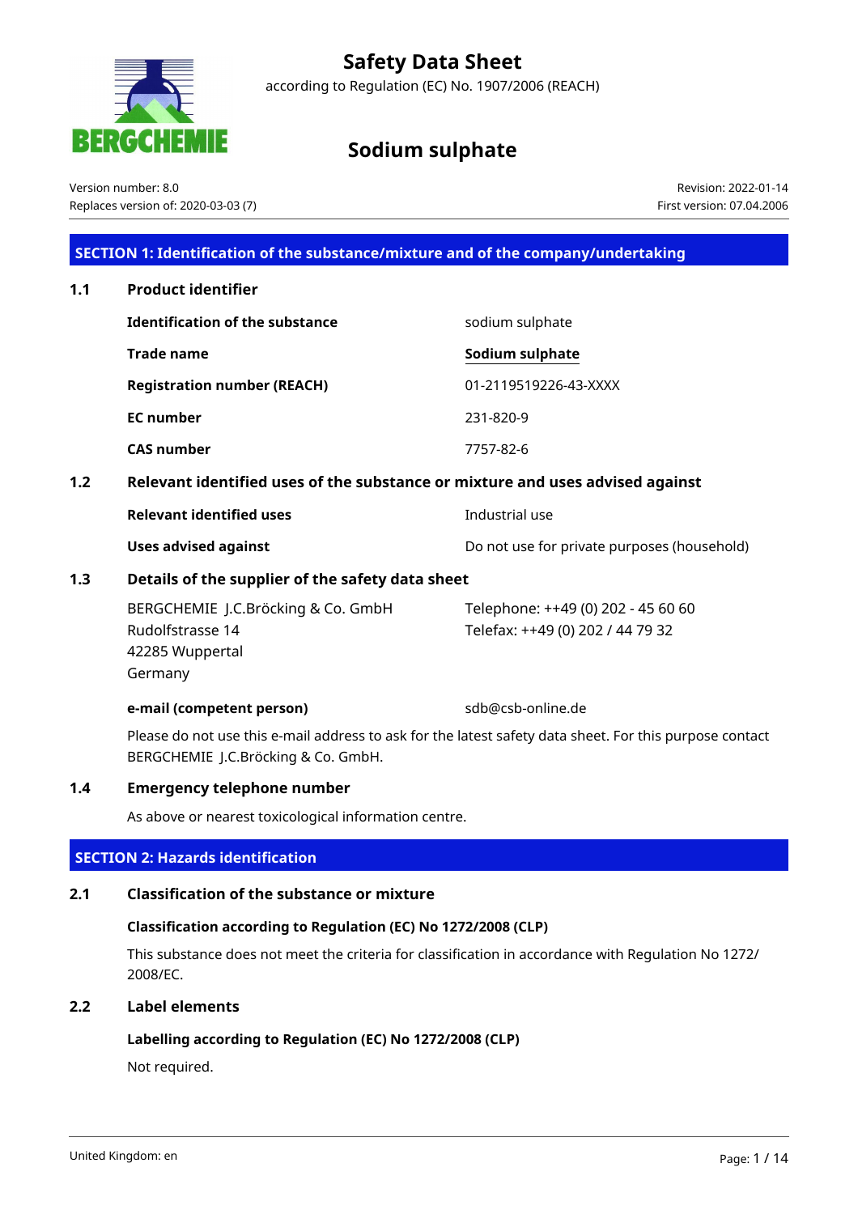# Safety Data Sheet

according to Regulation (EC) No. 1907/2006 (REACH)

# Sodium sulphate

Version number: 8.0
Replaces version of: 2020-03-03 (7)

Revision: 2022-01-14
First version: 07.04.2006

## SECTION 1: Identification of the substance/mixture and of the company/undertaking

### 1.1 Product identifier

| | |
|---|---|
| **Identification of the substance** | sodium sulphate |
| **Trade name** | **Sodium sulphate** |
| **Registration number (REACH)** | 01-2119519226-43-XXXX |
| **EC number** | 231-820-9 |
| **CAS number** | 7757-82-6 |

### 1.2 Relevant identified uses of the substance or mixture and uses advised against

| | |
|---|---|
| **Relevant identified uses** | Industrial use |
| **Uses advised against** | Do not use for private purposes (household) |

### 1.3 Details of the supplier of the safety data sheet

BERGCHEMIE J.C.Bröcking & Co. GmbH
Rudolfstrasse 14
42285 Wuppertal
Germany

Telephone: ++49 (0) 202 - 45 60 60
Telefax: ++49 (0) 202 / 44 79 32

**e-mail (competent person)** sdb@csb-online.de

Please do not use this e-mail address to ask for the latest safety data sheet. For this purpose contact BERGCHEMIE J.C.Bröcking & Co. GmbH.

### 1.4 Emergency telephone number

As above or nearest toxicological information centre.

## SECTION 2: Hazards identification

### 2.1 Classification of the substance or mixture

**Classification according to Regulation (EC) No 1272/2008 (CLP)**

This substance does not meet the criteria for classification in accordance with Regulation No 1272/2008/EC.

### 2.2 Label elements

**Labelling according to Regulation (EC) No 1272/2008 (CLP)**

Not required.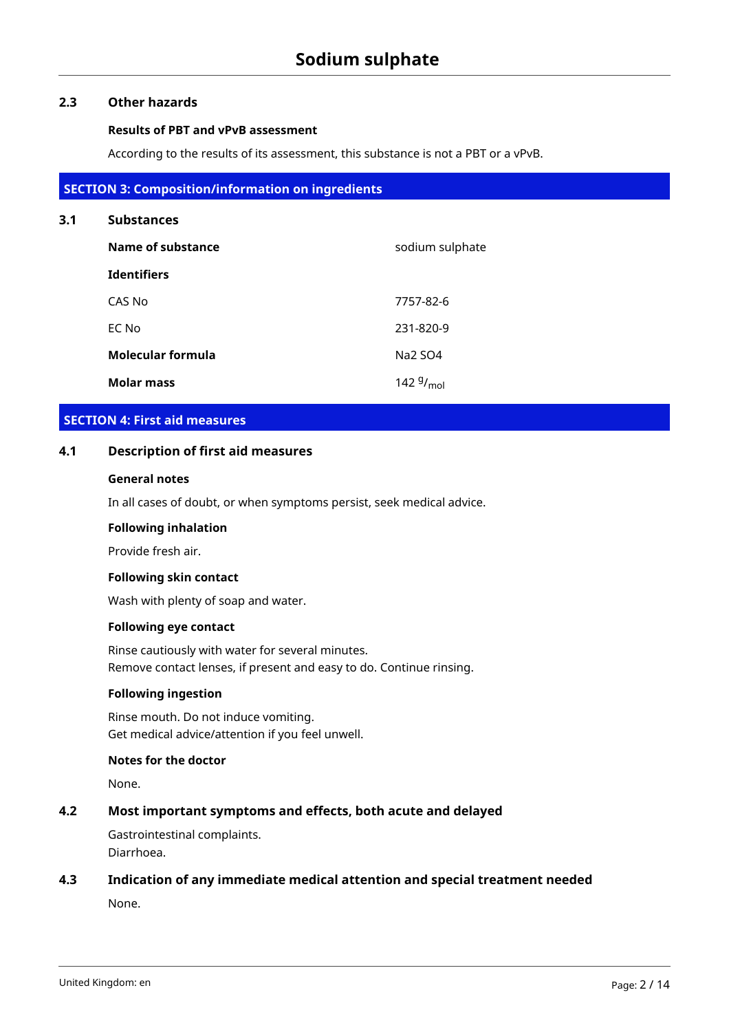### 2.3 Other hazards

**Results of PBT and vPvB assessment**

According to the results of its assessment, this substance is not a PBT or a vPvB.

## SECTION 3: Composition/information on ingredients

### 3.1 Substances

| | |
|---|---|
| **Name of substance** | sodium sulphate |
| **Identifiers** | |
| CAS No | 7757-82-6 |
| EC No | 231-820-9 |
| **Molecular formula** | Na2 SO4 |
| **Molar mass** | 142 $^{g}/_{mol}$ |

## SECTION 4: First aid measures

### 4.1 Description of first aid measures

**General notes**

In all cases of doubt, or when symptoms persist, seek medical advice.

**Following inhalation**

Provide fresh air.

**Following skin contact**

Wash with plenty of soap and water.

**Following eye contact**

Rinse cautiously with water for several minutes.
Remove contact lenses, if present and easy to do. Continue rinsing.

**Following ingestion**

Rinse mouth. Do not induce vomiting.
Get medical advice/attention if you feel unwell.

**Notes for the doctor**

None.

### 4.2 Most important symptoms and effects, both acute and delayed

Gastrointestinal complaints.
Diarrhoea.

### 4.3 Indication of any immediate medical attention and special treatment needed

None.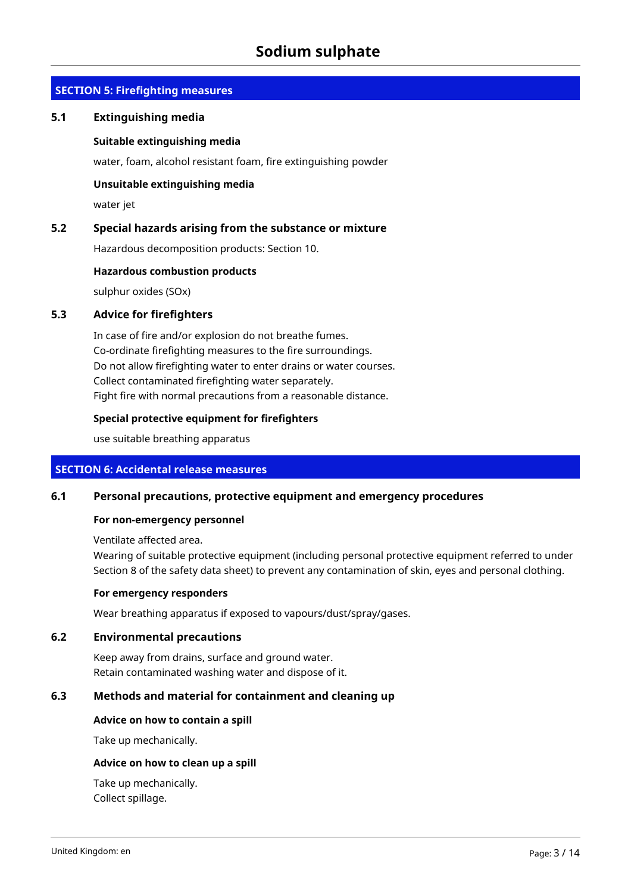## SECTION 5: Firefighting measures

### 5.1 Extinguishing media

**Suitable extinguishing media**

water, foam, alcohol resistant foam, fire extinguishing powder

**Unsuitable extinguishing media**

water jet

### 5.2 Special hazards arising from the substance or mixture

Hazardous decomposition products: Section 10.

**Hazardous combustion products**

sulphur oxides (SOx)

### 5.3 Advice for firefighters

In case of fire and/or explosion do not breathe fumes.
Co-ordinate firefighting measures to the fire surroundings.
Do not allow firefighting water to enter drains or water courses.
Collect contaminated firefighting water separately.
Fight fire with normal precautions from a reasonable distance.

**Special protective equipment for firefighters**

use suitable breathing apparatus

## SECTION 6: Accidental release measures

### 6.1 Personal precautions, protective equipment and emergency procedures

**For non-emergency personnel**

Ventilate affected area.
Wearing of suitable protective equipment (including personal protective equipment referred to under Section 8 of the safety data sheet) to prevent any contamination of skin, eyes and personal clothing.

**For emergency responders**

Wear breathing apparatus if exposed to vapours/dust/spray/gases.

### 6.2 Environmental precautions

Keep away from drains, surface and ground water.
Retain contaminated washing water and dispose of it.

### 6.3 Methods and material for containment and cleaning up

**Advice on how to contain a spill**

Take up mechanically.

**Advice on how to clean up a spill**

Take up mechanically.
Collect spillage.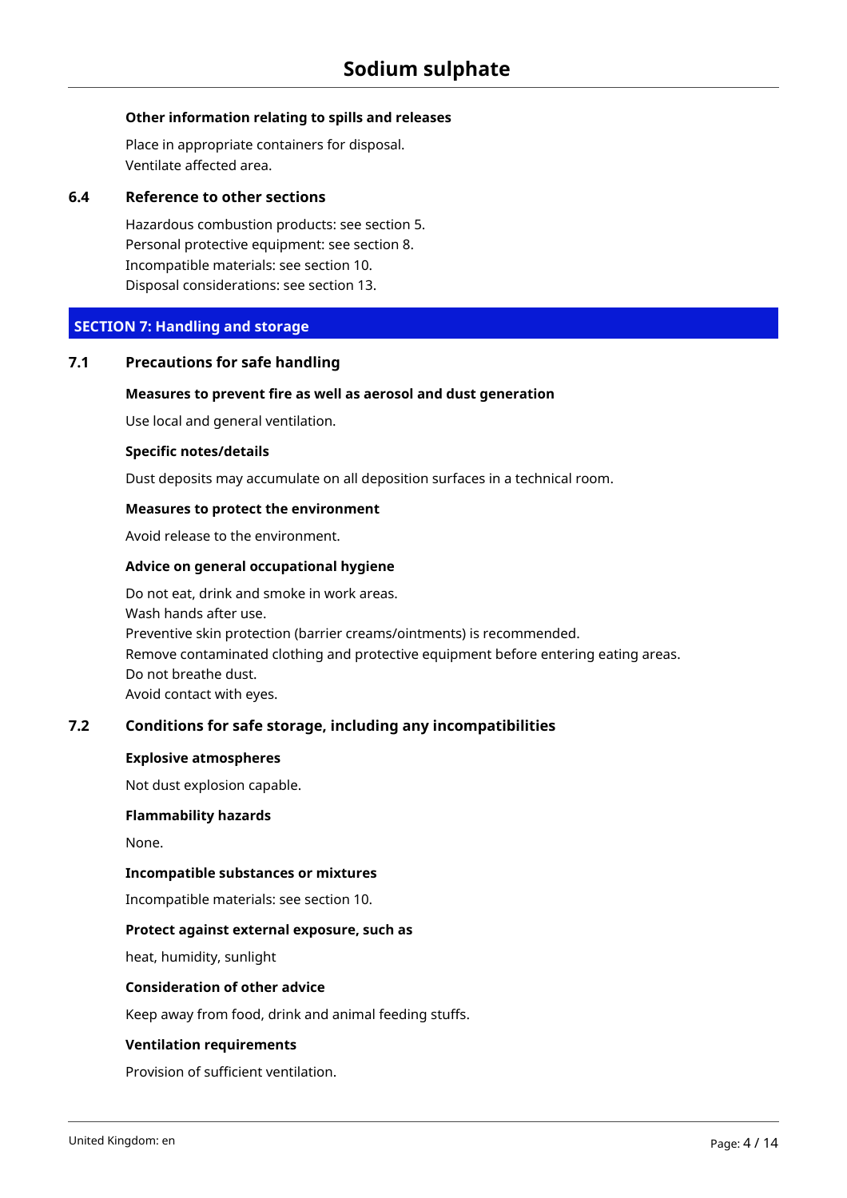**Other information relating to spills and releases**

Place in appropriate containers for disposal.
Ventilate affected area.

### 6.4 Reference to other sections

Hazardous combustion products: see section 5.
Personal protective equipment: see section 8.
Incompatible materials: see section 10.
Disposal considerations: see section 13.

## SECTION 7: Handling and storage

### 7.1 Precautions for safe handling

**Measures to prevent fire as well as aerosol and dust generation**

Use local and general ventilation.

**Specific notes/details**

Dust deposits may accumulate on all deposition surfaces in a technical room.

**Measures to protect the environment**

Avoid release to the environment.

**Advice on general occupational hygiene**

Do not eat, drink and smoke in work areas.
Wash hands after use.
Preventive skin protection (barrier creams/ointments) is recommended.
Remove contaminated clothing and protective equipment before entering eating areas.
Do not breathe dust.
Avoid contact with eyes.

### 7.2 Conditions for safe storage, including any incompatibilities

**Explosive atmospheres**

Not dust explosion capable.

**Flammability hazards**

None.

**Incompatible substances or mixtures**

Incompatible materials: see section 10.

**Protect against external exposure, such as**

heat, humidity, sunlight

**Consideration of other advice**

Keep away from food, drink and animal feeding stuffs.

**Ventilation requirements**

Provision of sufficient ventilation.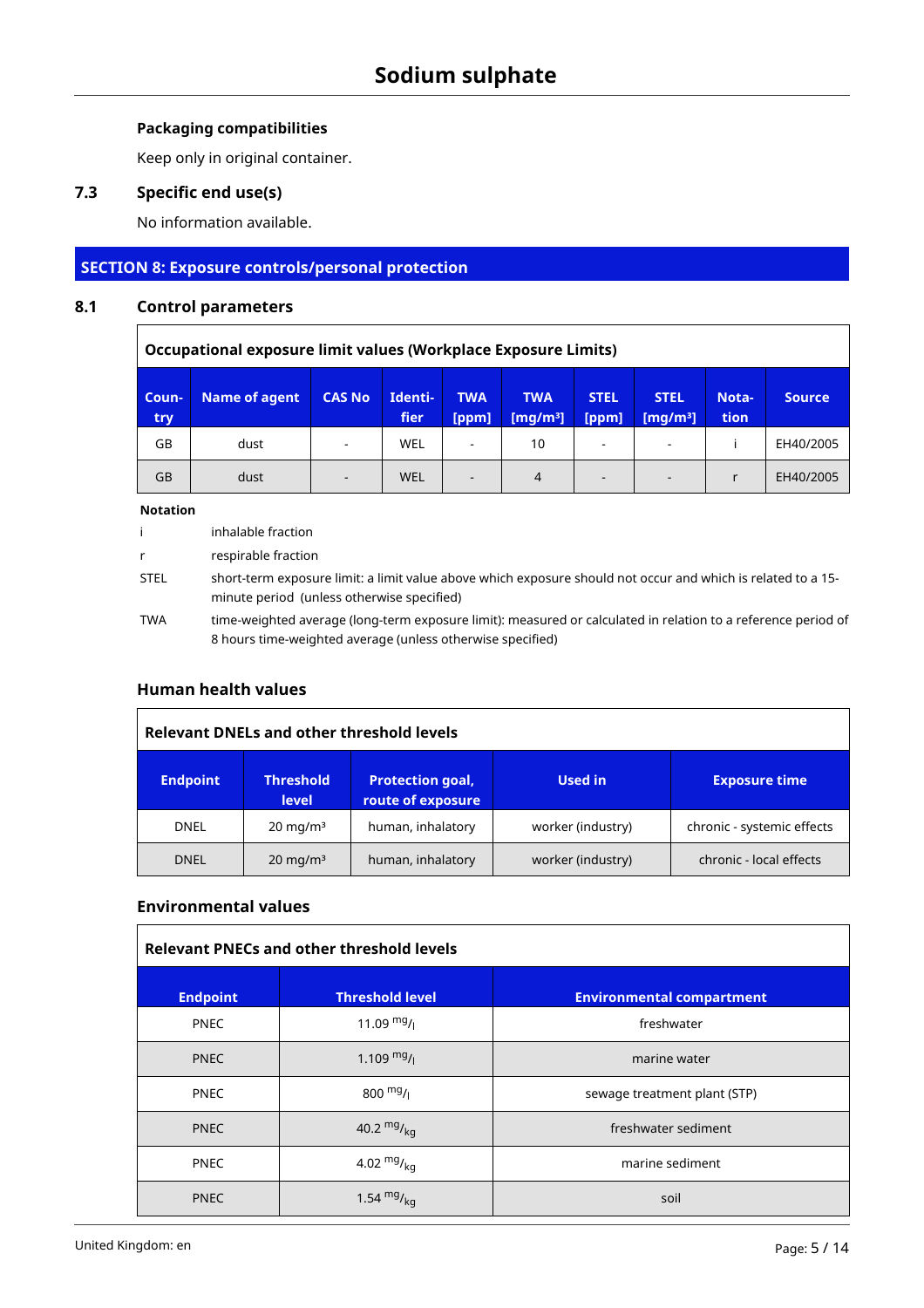#### Packaging compatibilities

Keep only in original container.

### 7.3 Specific end use(s)

No information available.

## SECTION 8: Exposure controls/personal protection

### 8.1 Control parameters

**Occupational exposure limit values (Workplace Exposure Limits)**

| Country | Name of agent | CAS No | Identifier | TWA [ppm] | TWA [mg/m³] | STEL [ppm] | STEL [mg/m³] | Notation | Source |
|---|---|---|---|---|---|---|---|---|---|
| GB | dust | - | WEL | - | 10 | - | - | i | EH40/2005 |
| GB | dust | - | WEL | - | 4 | - | - | r | EH40/2005 |

**Notation**

| | |
|---|---|
| i | inhalable fraction |
| r | respirable fraction |
| STEL | short-term exposure limit: a limit value above which exposure should not occur and which is related to a 15-minute period (unless otherwise specified) |
| TWA | time-weighted average (long-term exposure limit): measured or calculated in relation to a reference period of 8 hours time-weighted average (unless otherwise specified) |

#### Human health values

**Relevant DNELs and other threshold levels**

| Endpoint | Threshold level | Protection goal, route of exposure | Used in | Exposure time |
|---|---|---|---|---|
| DNEL | 20 mg/m³ | human, inhalatory | worker (industry) | chronic - systemic effects |
| DNEL | 20 mg/m³ | human, inhalatory | worker (industry) | chronic - local effects |

#### Environmental values

**Relevant PNECs and other threshold levels**

| Endpoint | Threshold level | Environmental compartment |
|---|---|---|
| PNEC | 11.09 mg/l | freshwater |
| PNEC | 1.109 mg/l | marine water |
| PNEC | 800 mg/l | sewage treatment plant (STP) |
| PNEC | 40.2 mg/kg | freshwater sediment |
| PNEC | 4.02 mg/kg | marine sediment |
| PNEC | 1.54 mg/kg | soil |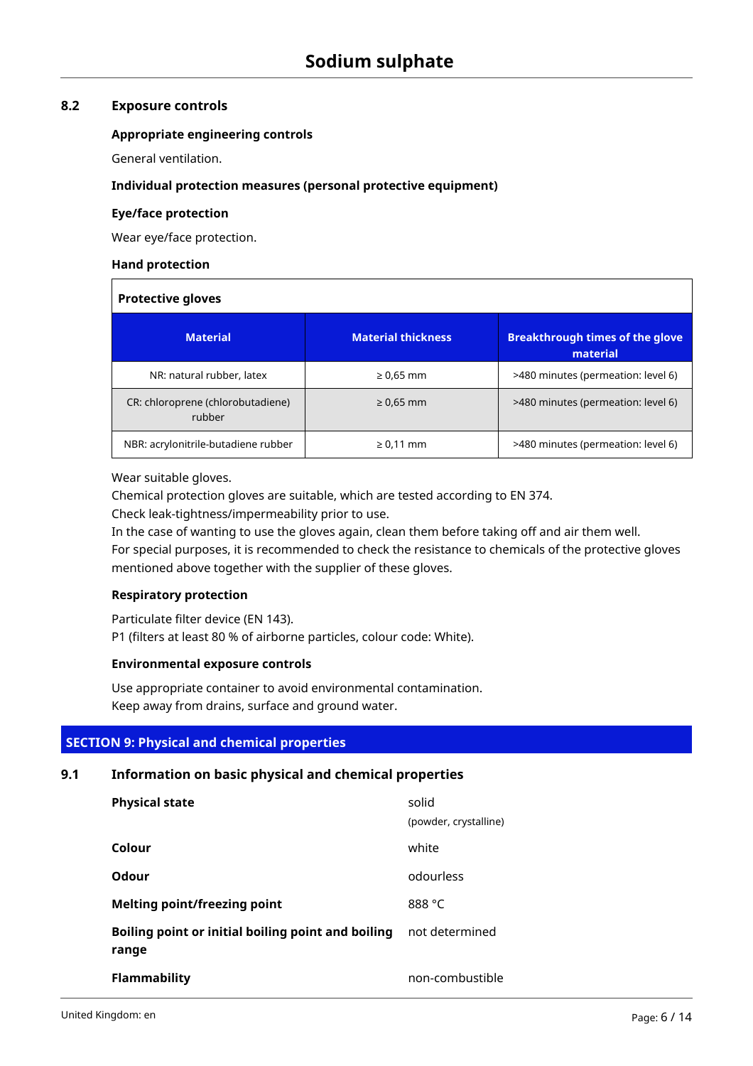### 8.2 Exposure controls

**Appropriate engineering controls**

General ventilation.

**Individual protection measures (personal protective equipment)**

**Eye/face protection**

Wear eye/face protection.

**Hand protection**

**Protective gloves**

| Material | Material thickness | Breakthrough times of the glove material |
|---|---|---|
| NR: natural rubber, latex | ≥ 0,65 mm | >480 minutes (permeation: level 6) |
| CR: chloroprene (chlorobutadiene) rubber | ≥ 0,65 mm | >480 minutes (permeation: level 6) |
| NBR: acrylonitrile-butadiene rubber | ≥ 0,11 mm | >480 minutes (permeation: level 6) |

Wear suitable gloves.
Chemical protection gloves are suitable, which are tested according to EN 374.
Check leak-tightness/impermeability prior to use.
In the case of wanting to use the gloves again, clean them before taking off and air them well.
For special purposes, it is recommended to check the resistance to chemicals of the protective gloves mentioned above together with the supplier of these gloves.

**Respiratory protection**

Particulate filter device (EN 143).
P1 (filters at least 80 % of airborne particles, colour code: White).

**Environmental exposure controls**

Use appropriate container to avoid environmental contamination.
Keep away from drains, surface and ground water.

## SECTION 9: Physical and chemical properties

### 9.1 Information on basic physical and chemical properties

| | |
|---|---|
| **Physical state** | solid (powder, crystalline) |
| **Colour** | white |
| **Odour** | odourless |
| **Melting point/freezing point** | 888 °C |
| **Boiling point or initial boiling point and boiling range** | not determined |
| **Flammability** | non-combustible |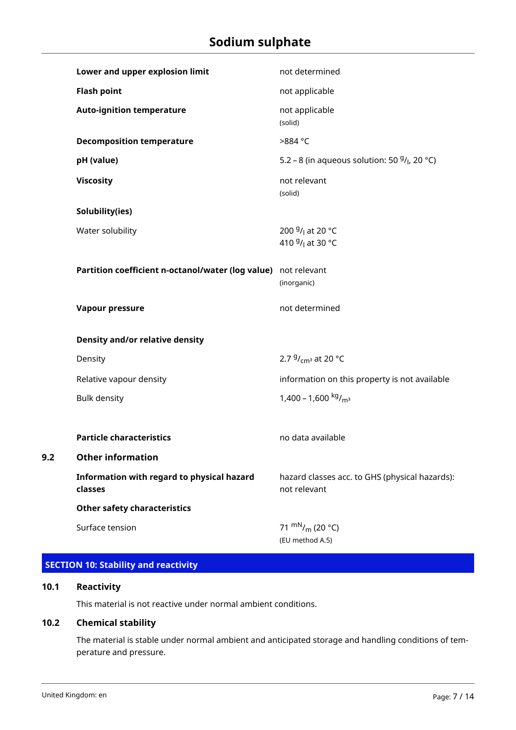| | |
|---|---|
| **Lower and upper explosion limit** | not determined |
| **Flash point** | not applicable |
| **Auto-ignition temperature** | not applicable (solid) |
| **Decomposition temperature** | >884 °C |
| **pH (value)** | 5.2 – 8 (in aqueous solution: 50 $^{g}/_{l}$, 20 °C) |
| **Viscosity** | not relevant (solid) |
| **Solubility(ies)** | |
| Water solubility | 200 $^{g}/_{l}$ at 20 °C<br>410 $^{g}/_{l}$ at 30 °C |
| **Partition coefficient n-octanol/water (log value)** | not relevant (inorganic) |
| **Vapour pressure** | not determined |
| **Density and/or relative density** | |
| Density | 2.7 $^{g}/_{cm^3}$ at 20 °C |
| Relative vapour density | information on this property is not available |
| Bulk density | 1,400 – 1,600 $^{kg}/_{m^3}$ |
| **Particle characteristics** | no data available |

## 9.2 Other information

| | |
|---|---|
| **Information with regard to physical hazard classes** | hazard classes acc. to GHS (physical hazards): not relevant |
| **Other safety characteristics** | |
| Surface tension | 71 $^{mN}/_{m}$ (20 °C) (EU method A.5) |

# SECTION 10: Stability and reactivity

## 10.1 Reactivity

This material is not reactive under normal ambient conditions.

## 10.2 Chemical stability

The material is stable under normal ambient and anticipated storage and handling conditions of temperature and pressure.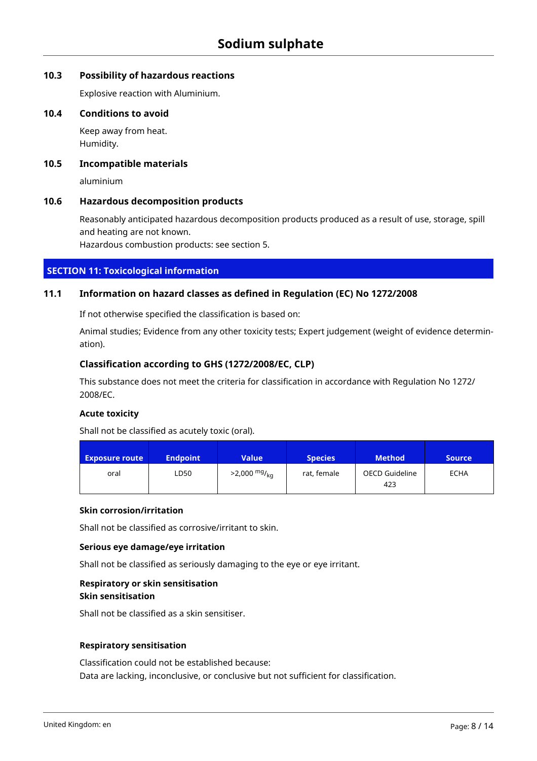### 10.3 Possibility of hazardous reactions

Explosive reaction with Aluminium.

### 10.4 Conditions to avoid

Keep away from heat.
Humidity.

### 10.5 Incompatible materials

aluminium

### 10.6 Hazardous decomposition products

Reasonably anticipated hazardous decomposition products produced as a result of use, storage, spill and heating are not known.
Hazardous combustion products: see section 5.

## SECTION 11: Toxicological information

### 11.1 Information on hazard classes as defined in Regulation (EC) No 1272/2008

If not otherwise specified the classification is based on:

Animal studies; Evidence from any other toxicity tests; Expert judgement (weight of evidence determination).

#### Classification according to GHS (1272/2008/EC, CLP)

This substance does not meet the criteria for classification in accordance with Regulation No 1272/2008/EC.

**Acute toxicity**

Shall not be classified as acutely toxic (oral).

| Exposure route | Endpoint | Value | Species | Method | Source |
|---|---|---|---|---|---|
| oral | LD50 | >2,000 $^{mg}/_{kg}$ | rat, female | OECD Guideline 423 | ECHA |

**Skin corrosion/irritation**

Shall not be classified as corrosive/irritant to skin.

**Serious eye damage/eye irritation**

Shall not be classified as seriously damaging to the eye or eye irritant.

**Respiratory or skin sensitisation**
**Skin sensitisation**

Shall not be classified as a skin sensitiser.

**Respiratory sensitisation**

Classification could not be established because:
Data are lacking, inconclusive, or conclusive but not sufficient for classification.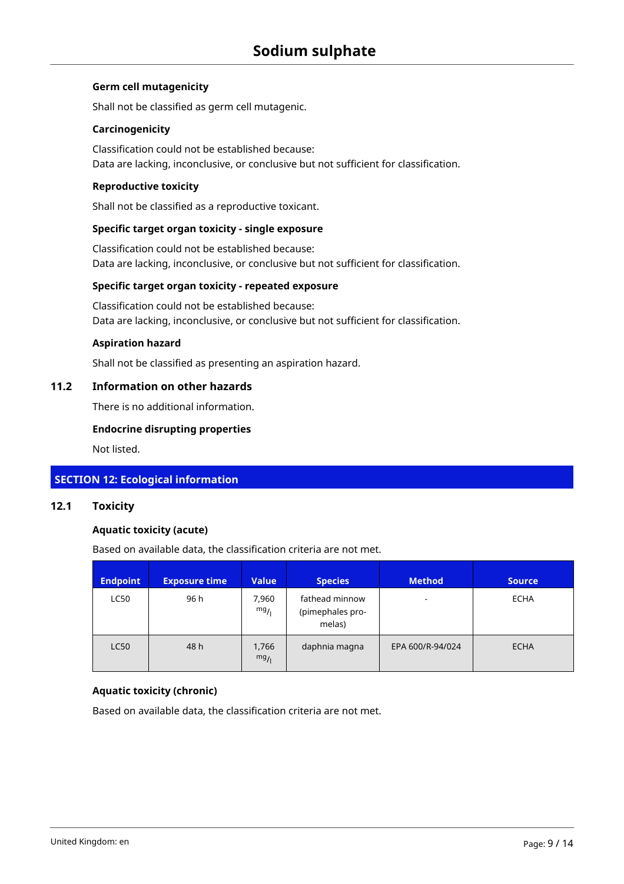#### Germ cell mutagenicity

Shall not be classified as germ cell mutagenic.

#### Carcinogenicity

Classification could not be established because:
Data are lacking, inconclusive, or conclusive but not sufficient for classification.

#### Reproductive toxicity

Shall not be classified as a reproductive toxicant.

#### Specific target organ toxicity - single exposure

Classification could not be established because:
Data are lacking, inconclusive, or conclusive but not sufficient for classification.

#### Specific target organ toxicity - repeated exposure

Classification could not be established because:
Data are lacking, inconclusive, or conclusive but not sufficient for classification.

#### Aspiration hazard

Shall not be classified as presenting an aspiration hazard.

### 11.2 Information on other hazards

There is no additional information.

#### Endocrine disrupting properties

Not listed.

## SECTION 12: Ecological information

### 12.1 Toxicity

#### Aquatic toxicity (acute)

Based on available data, the classification criteria are not met.

| Endpoint | Exposure time | Value | Species | Method | Source |
|---|---|---|---|---|---|
| LC50 | 96 h | 7,960 mg/l | fathead minnow (pimephales promelas) | - | ECHA |
| LC50 | 48 h | 1,766 mg/l | daphnia magna | EPA 600/R-94/024 | ECHA |

#### Aquatic toxicity (chronic)

Based on available data, the classification criteria are not met.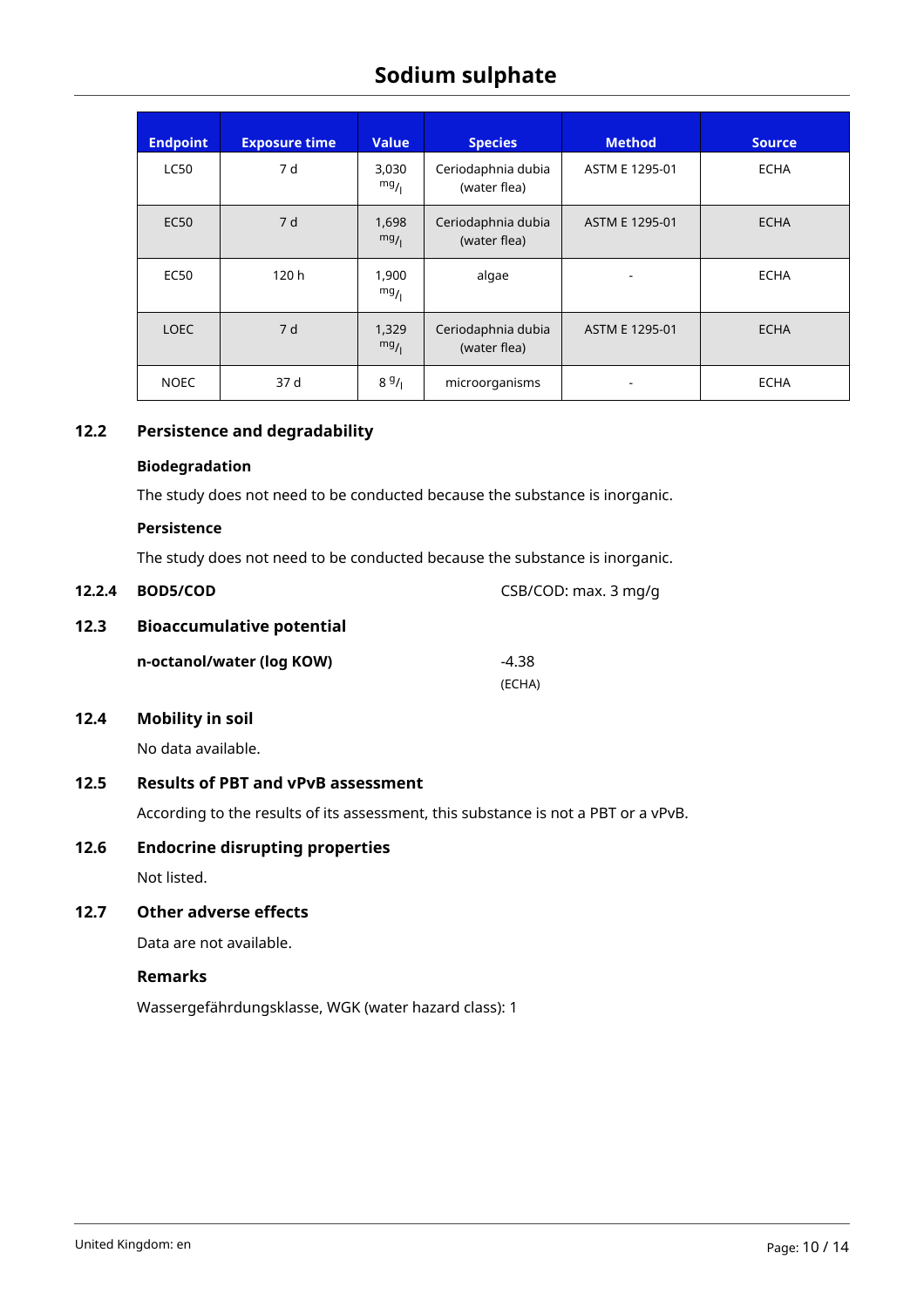| Endpoint | Exposure time | Value | Species | Method | Source |
| --- | --- | --- | --- | --- | --- |
| LC50 | 7 d | 3,030 $^{mg}/_{l}$ | Ceriodaphnia dubia (water flea) | ASTM E 1295-01 | ECHA |
| EC50 | 7 d | 1,698 $^{mg}/_{l}$ | Ceriodaphnia dubia (water flea) | ASTM E 1295-01 | ECHA |
| EC50 | 120 h | 1,900 $^{mg}/_{l}$ | algae | - | ECHA |
| LOEC | 7 d | 1,329 $^{mg}/_{l}$ | Ceriodaphnia dubia (water flea) | ASTM E 1295-01 | ECHA |
| NOEC | 37 d | 8 $^{g}/_{l}$ | microorganisms | - | ECHA |

## 12.2 Persistence and degradability

**Biodegradation**

The study does not need to be conducted because the substance is inorganic.

**Persistence**

The study does not need to be conducted because the substance is inorganic.

## 12.2.4 BOD5/COD

CSB/COD: max. 3 mg/g

## 12.3 Bioaccumulative potential

**n-octanol/water (log KOW)** -4.38 (ECHA)

## 12.4 Mobility in soil

No data available.

## 12.5 Results of PBT and vPvB assessment

According to the results of its assessment, this substance is not a PBT or a vPvB.

## 12.6 Endocrine disrupting properties

Not listed.

## 12.7 Other adverse effects

Data are not available.

**Remarks**

Wassergefährdungsklasse, WGK (water hazard class): 1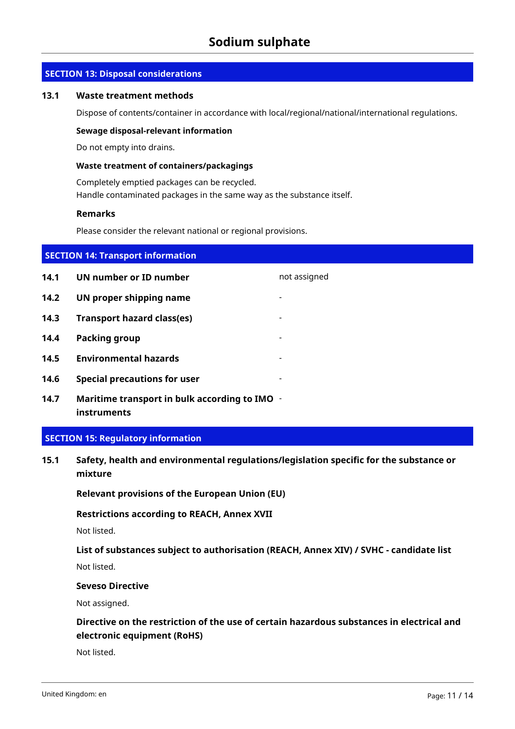## SECTION 13: Disposal considerations

### 13.1 Waste treatment methods

Dispose of contents/container in accordance with local/regional/national/international regulations.

**Sewage disposal-relevant information**

Do not empty into drains.

**Waste treatment of containers/packagings**

Completely emptied packages can be recycled.
Handle contaminated packages in the same way as the substance itself.

**Remarks**

Please consider the relevant national or regional provisions.

## SECTION 14: Transport information

| | | |
|---|---|---|
| **14.1** | **UN number or ID number** | not assigned |
| **14.2** | **UN proper shipping name** | - |
| **14.3** | **Transport hazard class(es)** | - |
| **14.4** | **Packing group** | - |
| **14.5** | **Environmental hazards** | - |
| **14.6** | **Special precautions for user** | - |
| **14.7** | **Maritime transport in bulk according to IMO instruments** | - |

## SECTION 15: Regulatory information

### 15.1 Safety, health and environmental regulations/legislation specific for the substance or mixture

**Relevant provisions of the European Union (EU)**

**Restrictions according to REACH, Annex XVII**

Not listed.

**List of substances subject to authorisation (REACH, Annex XIV) / SVHC - candidate list**

Not listed.

**Seveso Directive**

Not assigned.

**Directive on the restriction of the use of certain hazardous substances in electrical and electronic equipment (RoHS)**

Not listed.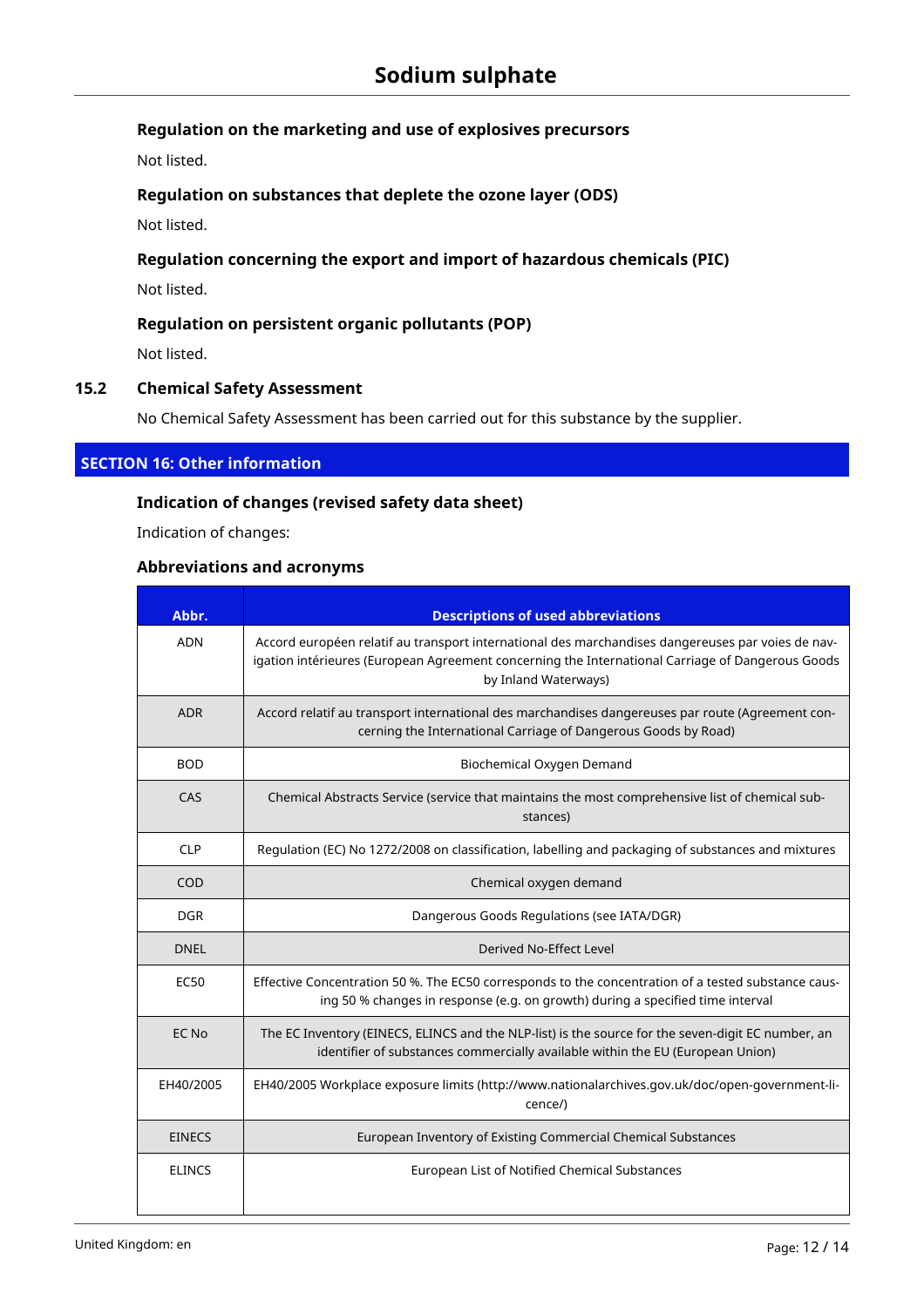### Regulation on the marketing and use of explosives precursors

Not listed.

### Regulation on substances that deplete the ozone layer (ODS)

Not listed.

### Regulation concerning the export and import of hazardous chemicals (PIC)

Not listed.

### Regulation on persistent organic pollutants (POP)

Not listed.

### 15.2 Chemical Safety Assessment

No Chemical Safety Assessment has been carried out for this substance by the supplier.

## SECTION 16: Other information

### Indication of changes (revised safety data sheet)

Indication of changes:

### Abbreviations and acronyms

| Abbr. | Descriptions of used abbreviations |
|---|---|
| ADN | Accord européen relatif au transport international des marchandises dangereuses par voies de navigation intérieures (European Agreement concerning the International Carriage of Dangerous Goods by Inland Waterways) |
| ADR | Accord relatif au transport international des marchandises dangereuses par route (Agreement concerning the International Carriage of Dangerous Goods by Road) |
| BOD | Biochemical Oxygen Demand |
| CAS | Chemical Abstracts Service (service that maintains the most comprehensive list of chemical substances) |
| CLP | Regulation (EC) No 1272/2008 on classification, labelling and packaging of substances and mixtures |
| COD | Chemical oxygen demand |
| DGR | Dangerous Goods Regulations (see IATA/DGR) |
| DNEL | Derived No-Effect Level |
| EC50 | Effective Concentration 50 %. The EC50 corresponds to the concentration of a tested substance causing 50 % changes in response (e.g. on growth) during a specified time interval |
| EC No | The EC Inventory (EINECS, ELINCS and the NLP-list) is the source for the seven-digit EC number, an identifier of substances commercially available within the EU (European Union) |
| EH40/2005 | EH40/2005 Workplace exposure limits (http://www.nationalarchives.gov.uk/doc/open-government-licence/) |
| EINECS | European Inventory of Existing Commercial Chemical Substances |
| ELINCS | European List of Notified Chemical Substances |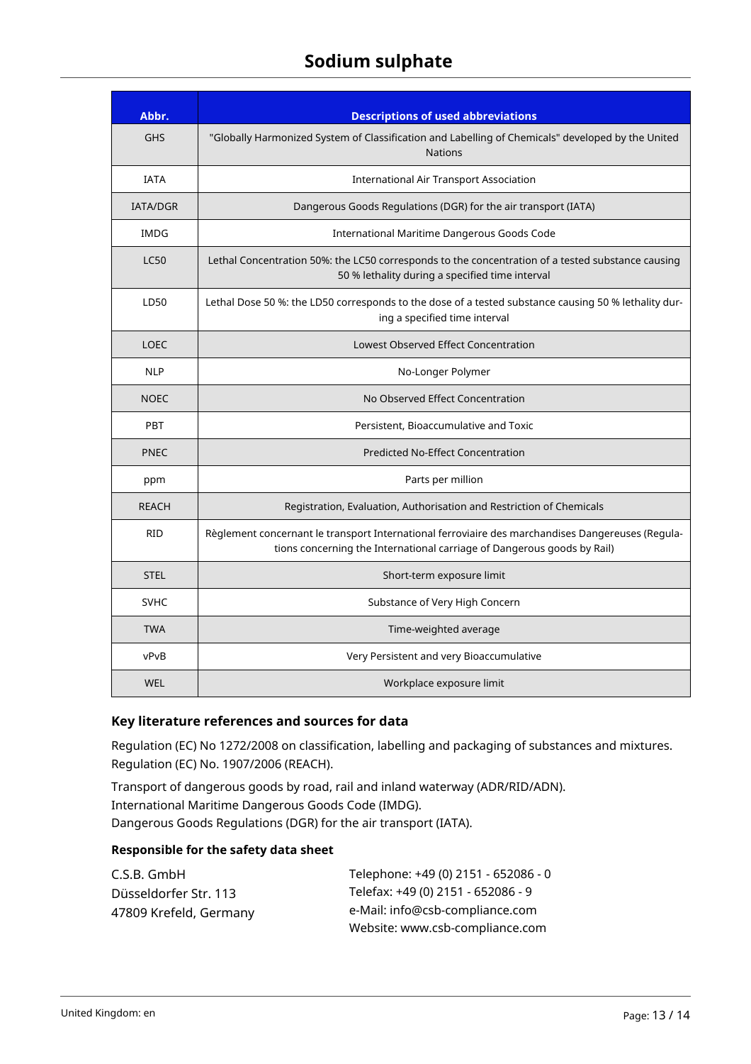| Abbr. | Descriptions of used abbreviations |
| --- | --- |
| GHS | "Globally Harmonized System of Classification and Labelling of Chemicals" developed by the United Nations |
| IATA | International Air Transport Association |
| IATA/DGR | Dangerous Goods Regulations (DGR) for the air transport (IATA) |
| IMDG | International Maritime Dangerous Goods Code |
| LC50 | Lethal Concentration 50%: the LC50 corresponds to the concentration of a tested substance causing 50 % lethality during a specified time interval |
| LD50 | Lethal Dose 50 %: the LD50 corresponds to the dose of a tested substance causing 50 % lethality during a specified time interval |
| LOEC | Lowest Observed Effect Concentration |
| NLP | No-Longer Polymer |
| NOEC | No Observed Effect Concentration |
| PBT | Persistent, Bioaccumulative and Toxic |
| PNEC | Predicted No-Effect Concentration |
| ppm | Parts per million |
| REACH | Registration, Evaluation, Authorisation and Restriction of Chemicals |
| RID | Règlement concernant le transport International ferroviaire des marchandises Dangereuses (Regulations concerning the International carriage of Dangerous goods by Rail) |
| STEL | Short-term exposure limit |
| SVHC | Substance of Very High Concern |
| TWA | Time-weighted average |
| vPvB | Very Persistent and very Bioaccumulative |
| WEL | Workplace exposure limit |

### Key literature references and sources for data

Regulation (EC) No 1272/2008 on classification, labelling and packaging of substances and mixtures.
Regulation (EC) No. 1907/2006 (REACH).

Transport of dangerous goods by road, rail and inland waterway (ADR/RID/ADN).
International Maritime Dangerous Goods Code (IMDG).
Dangerous Goods Regulations (DGR) for the air transport (IATA).

### Responsible for the safety data sheet

C.S.B. GmbH
Düsseldorfer Str. 113
47809 Krefeld, Germany

Telephone: +49 (0) 2151 - 652086 - 0
Telefax: +49 (0) 2151 - 652086 - 9
e-Mail: info@csb-compliance.com
Website: www.csb-compliance.com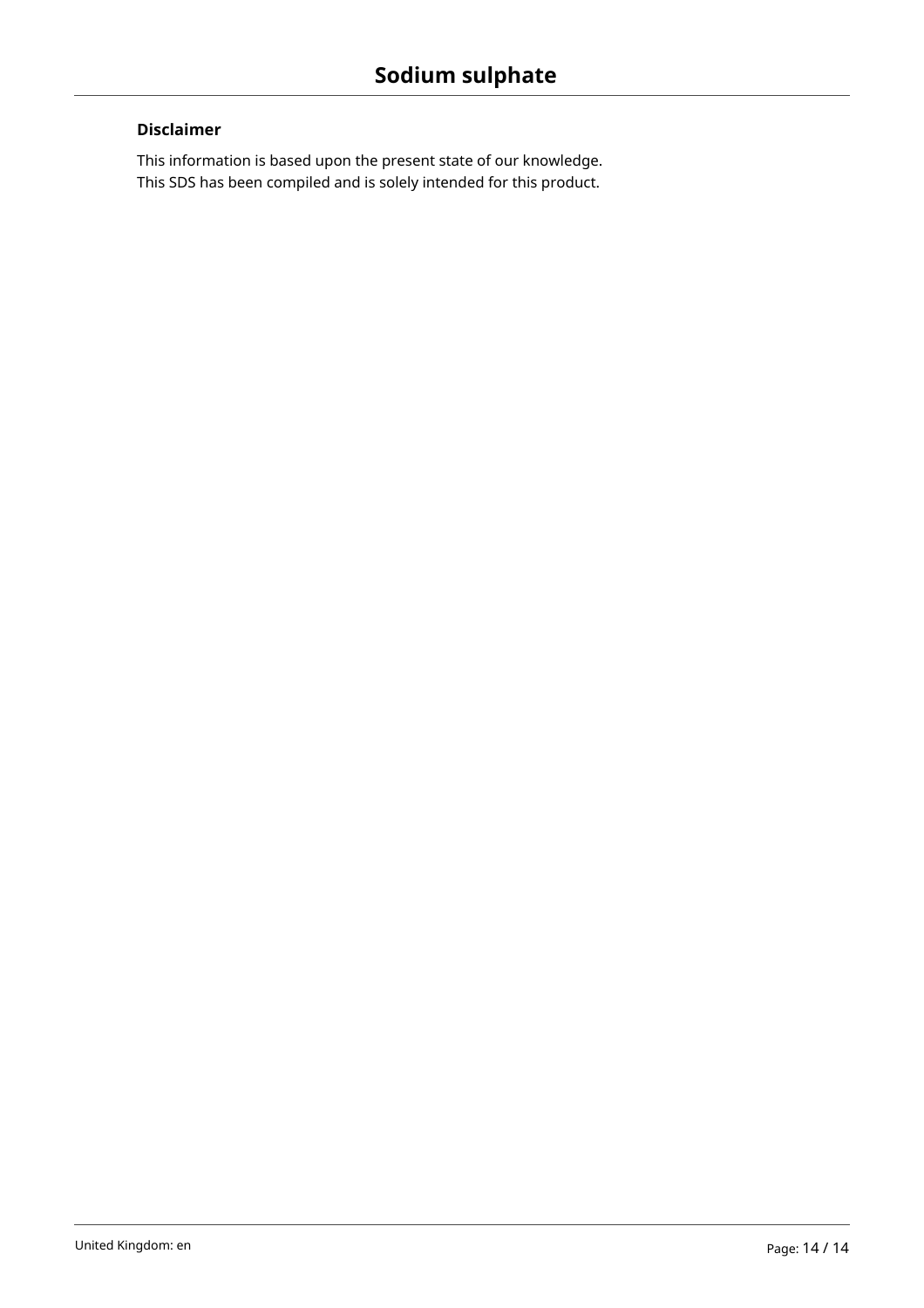### Disclaimer

This information is based upon the present state of our knowledge.
This SDS has been compiled and is solely intended for this product.